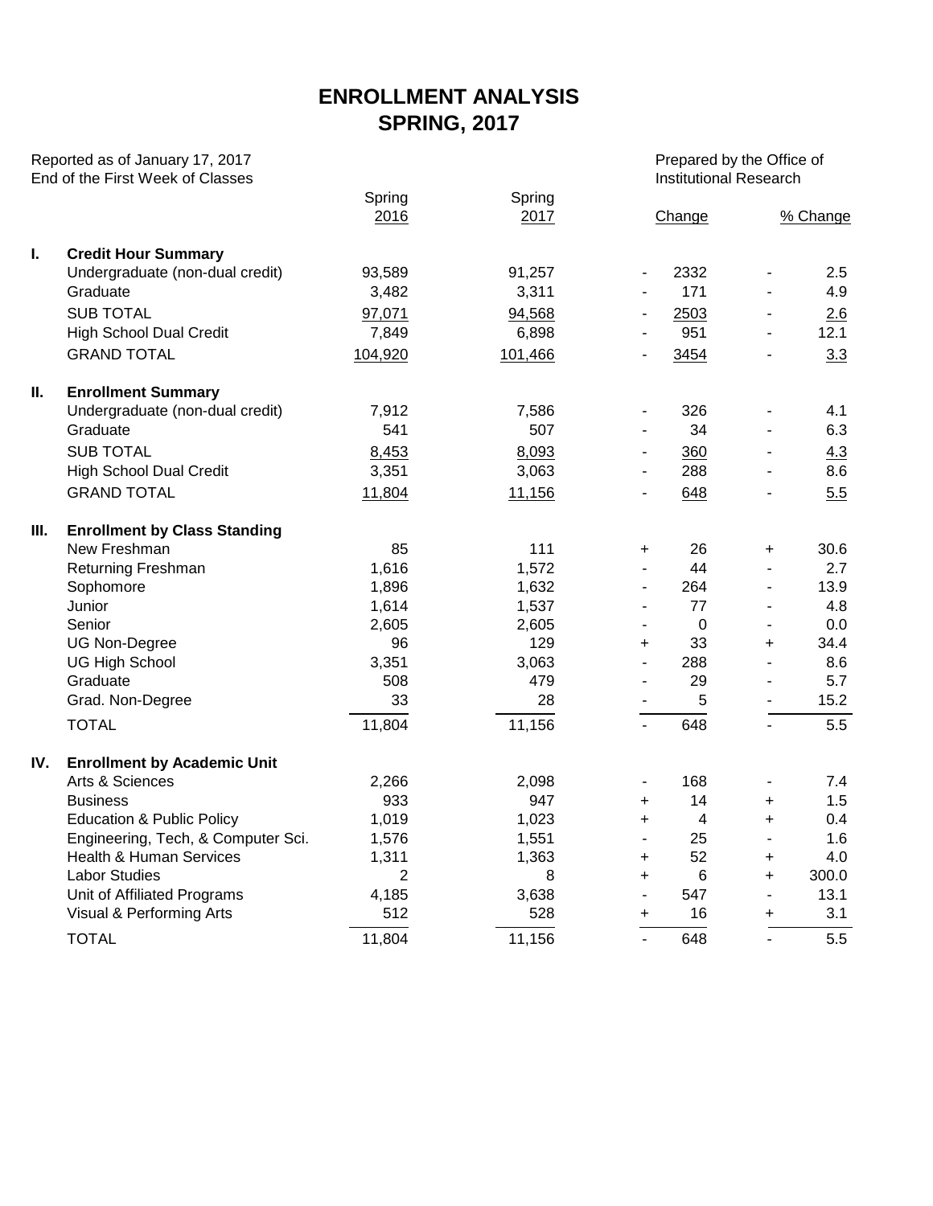# ENROLLMENT ANALYSIS
# SPRING, 2017

Reported as of January 17, 2017
End of the First Week of Classes

Prepared by the Office of
Institutional Research

| | | Spring 2016 | Spring 2017 | | Change | | % Change |
|---|---|---|---|---|---|---|---|
| **I.** | **Credit Hour Summary** | | | | | | |
| | Undergraduate (non-dual credit) | 93,589 | 91,257 | - | 2332 | - | 2.5 |
| | Graduate | 3,482 | 3,311 | - | 171 | - | 4.9 |
| | SUB TOTAL | 97,071 | 94,568 | - | 2503 | - | 2.6 |
| | High School Dual Credit | 7,849 | 6,898 | - | 951 | - | 12.1 |
| | GRAND TOTAL | 104,920 | 101,466 | - | 3454 | - | 3.3 |
| **II.** | **Enrollment Summary** | | | | | | |
| | Undergraduate (non-dual credit) | 7,912 | 7,586 | - | 326 | - | 4.1 |
| | Graduate | 541 | 507 | - | 34 | - | 6.3 |
| | SUB TOTAL | 8,453 | 8,093 | - | 360 | - | 4.3 |
| | High School Dual Credit | 3,351 | 3,063 | - | 288 | - | 8.6 |
| | GRAND TOTAL | 11,804 | 11,156 | - | 648 | - | 5.5 |
| **III.** | **Enrollment by Class Standing** | | | | | | |
| | New Freshman | 85 | 111 | + | 26 | + | 30.6 |
| | Returning Freshman | 1,616 | 1,572 | - | 44 | - | 2.7 |
| | Sophomore | 1,896 | 1,632 | - | 264 | - | 13.9 |
| | Junior | 1,614 | 1,537 | - | 77 | - | 4.8 |
| | Senior | 2,605 | 2,605 | - | 0 | - | 0.0 |
| | UG Non-Degree | 96 | 129 | + | 33 | + | 34.4 |
| | UG High School | 3,351 | 3,063 | - | 288 | - | 8.6 |
| | Graduate | 508 | 479 | - | 29 | - | 5.7 |
| | Grad. Non-Degree | 33 | 28 | - | 5 | - | 15.2 |
| | TOTAL | 11,804 | 11,156 | - | 648 | - | 5.5 |
| **IV.** | **Enrollment by Academic Unit** | | | | | | |
| | Arts & Sciences | 2,266 | 2,098 | - | 168 | - | 7.4 |
| | Business | 933 | 947 | + | 14 | + | 1.5 |
| | Education & Public Policy | 1,019 | 1,023 | + | 4 | + | 0.4 |
| | Engineering, Tech, & Computer Sci. | 1,576 | 1,551 | - | 25 | - | 1.6 |
| | Health & Human Services | 1,311 | 1,363 | + | 52 | + | 4.0 |
| | Labor Studies | 2 | 8 | + | 6 | + | 300.0 |
| | Unit of Affiliated Programs | 4,185 | 3,638 | - | 547 | - | 13.1 |
| | Visual & Performing Arts | 512 | 528 | + | 16 | + | 3.1 |
| | TOTAL | 11,804 | 11,156 | - | 648 | - | 5.5 |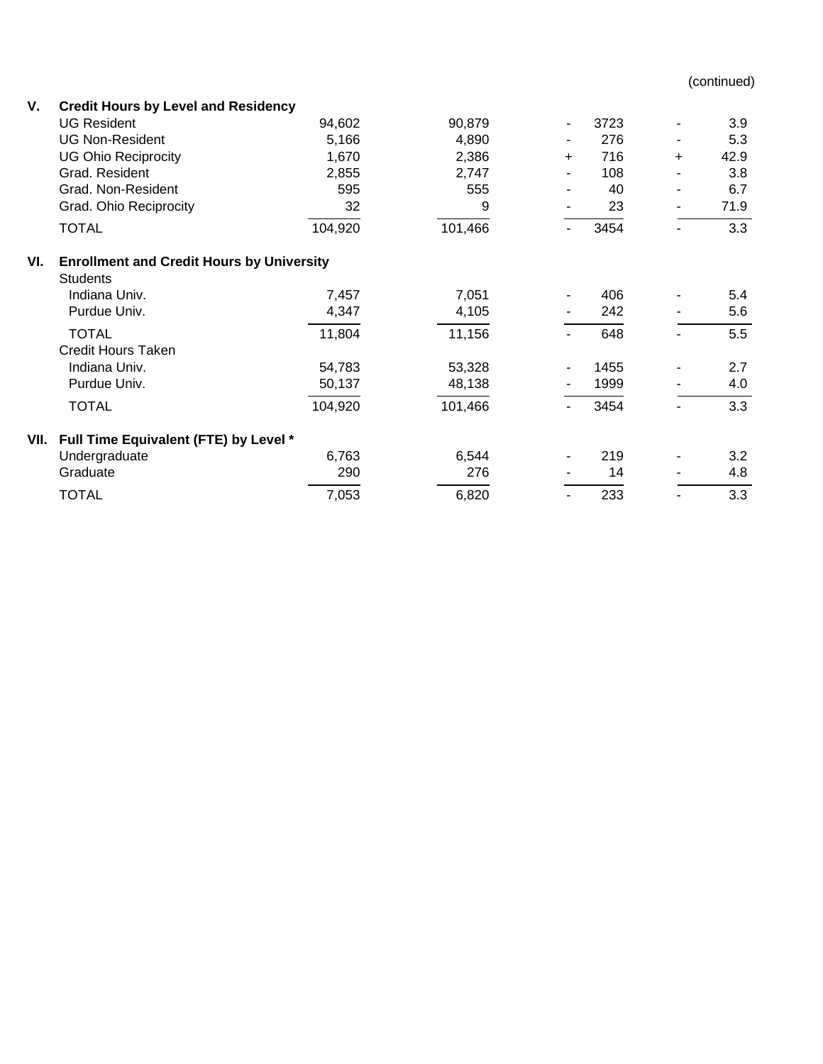(continued)

| | | | | | | |
|---|---|---|---|---|---|---|
| **V.** | **Credit Hours by Level and Residency** | | | | | |
| | UG Resident | 94,602 | 90,879 | - 3723 | - 3.9 |
| | UG Non-Resident | 5,166 | 4,890 | - 276 | - 5.3 |
| | UG Ohio Reciprocity | 1,670 | 2,386 | + 716 | + 42.9 |
| | Grad. Resident | 2,855 | 2,747 | - 108 | - 3.8 |
| | Grad. Non-Resident | 595 | 555 | - 40 | - 6.7 |
| | Grad. Ohio Reciprocity | 32 | 9 | - 23 | - 71.9 |
| | TOTAL | 104,920 | 101,466 | - 3454 | - 3.3 |
| **VI.** | **Enrollment and Credit Hours by University** | | | | |
| | Students | | | | |
| | Indiana Univ. | 7,457 | 7,051 | - 406 | - 5.4 |
| | Purdue Univ. | 4,347 | 4,105 | - 242 | - 5.6 |
| | TOTAL | 11,804 | 11,156 | - 648 | - 5.5 |
| | Credit Hours Taken | | | | |
| | Indiana Univ. | 54,783 | 53,328 | - 1455 | - 2.7 |
| | Purdue Univ. | 50,137 | 48,138 | - 1999 | - 4.0 |
| | TOTAL | 104,920 | 101,466 | - 3454 | - 3.3 |
| **VII.** | **Full Time Equivalent (FTE) by Level *** | | | | |
| | Undergraduate | 6,763 | 6,544 | - 219 | - 3.2 |
| | Graduate | 290 | 276 | - 14 | - 4.8 |
| | TOTAL | 7,053 | 6,820 | - 233 | - 3.3 |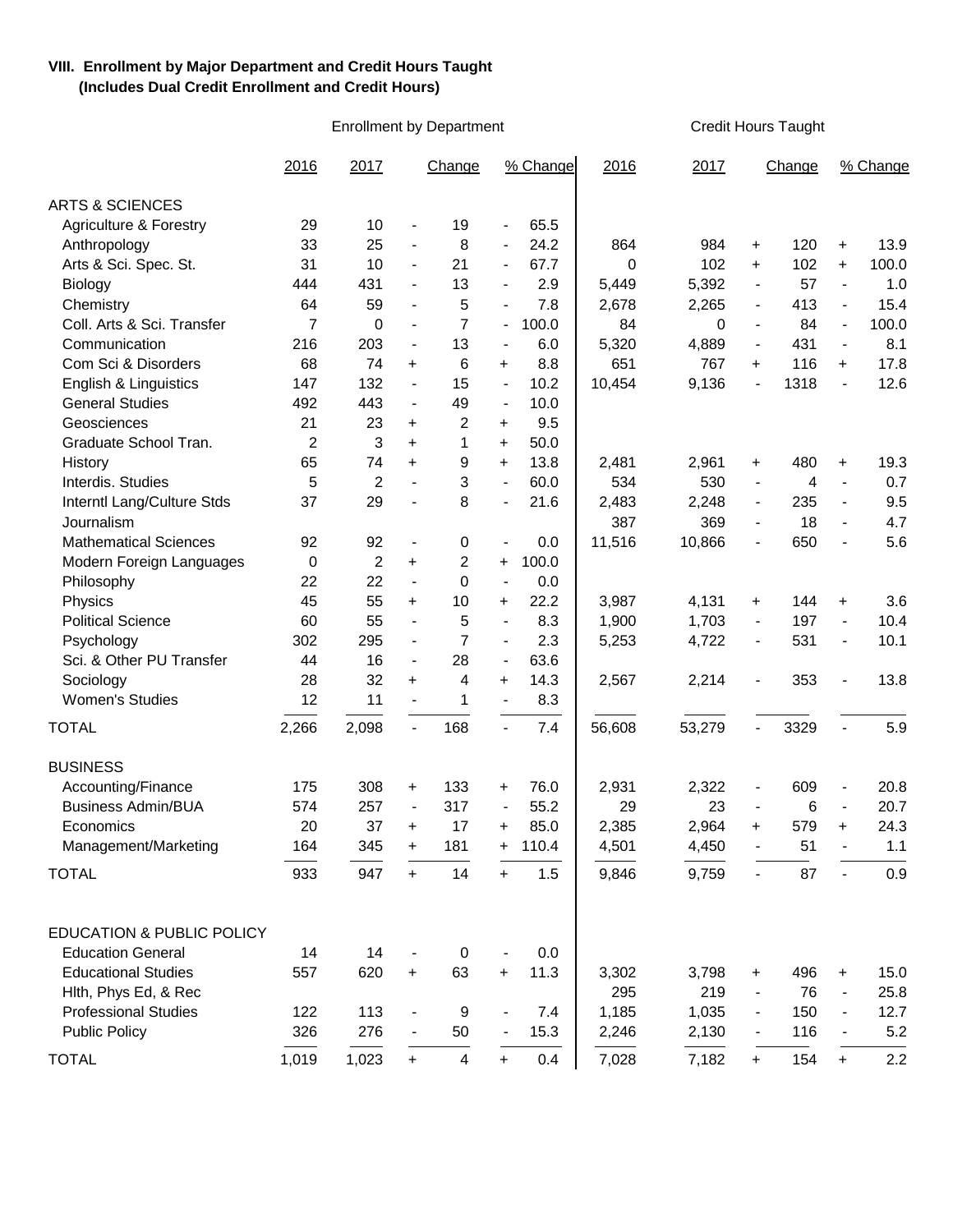**VIII. Enrollment by Major Department and Credit Hours Taught**
**(Includes Dual Credit Enrollment and Credit Hours)**

| | Enrollment by Department | | | | | | Credit Hours Taught | | | | | |
|---|---|---|---|---|---|---|---|---|---|---|---|---|
| | 2016 | 2017 | | Change | | % Change | 2016 | 2017 | | Change | | % Change |
| **ARTS & SCIENCES** | | | | | | | | | | | | |
| Agriculture & Forestry | 29 | 10 | - | 19 | - | 65.5 | | | | | | |
| Anthropology | 33 | 25 | - | 8 | - | 24.2 | 864 | 984 | + | 120 | + | 13.9 |
| Arts & Sci. Spec. St. | 31 | 10 | - | 21 | - | 67.7 | 0 | 102 | + | 102 | + | 100.0 |
| Biology | 444 | 431 | - | 13 | - | 2.9 | 5,449 | 5,392 | - | 57 | - | 1.0 |
| Chemistry | 64 | 59 | - | 5 | - | 7.8 | 2,678 | 2,265 | - | 413 | - | 15.4 |
| Coll. Arts & Sci. Transfer | 7 | 0 | - | 7 | - | 100.0 | 84 | 0 | - | 84 | - | 100.0 |
| Communication | 216 | 203 | - | 13 | - | 6.0 | 5,320 | 4,889 | - | 431 | - | 8.1 |
| Com Sci & Disorders | 68 | 74 | + | 6 | + | 8.8 | 651 | 767 | + | 116 | + | 17.8 |
| English & Linguistics | 147 | 132 | - | 15 | - | 10.2 | 10,454 | 9,136 | - | 1318 | - | 12.6 |
| General Studies | 492 | 443 | - | 49 | - | 10.0 | | | | | | |
| Geosciences | 21 | 23 | + | 2 | + | 9.5 | | | | | | |
| Graduate School Tran. | 2 | 3 | + | 1 | + | 50.0 | | | | | | |
| History | 65 | 74 | + | 9 | + | 13.8 | 2,481 | 2,961 | + | 480 | + | 19.3 |
| Interdis. Studies | 5 | 2 | - | 3 | - | 60.0 | 534 | 530 | - | 4 | - | 0.7 |
| Interntl Lang/Culture Stds | 37 | 29 | - | 8 | - | 21.6 | 2,483 | 2,248 | - | 235 | - | 9.5 |
| Journalism | | | | | | | 387 | 369 | - | 18 | - | 4.7 |
| Mathematical Sciences | 92 | 92 | - | 0 | - | 0.0 | 11,516 | 10,866 | - | 650 | - | 5.6 |
| Modern Foreign Languages | 0 | 2 | + | 2 | + | 100.0 | | | | | | |
| Philosophy | 22 | 22 | - | 0 | - | 0.0 | | | | | | |
| Physics | 45 | 55 | + | 10 | + | 22.2 | 3,987 | 4,131 | + | 144 | + | 3.6 |
| Political Science | 60 | 55 | - | 5 | - | 8.3 | 1,900 | 1,703 | - | 197 | - | 10.4 |
| Psychology | 302 | 295 | - | 7 | - | 2.3 | 5,253 | 4,722 | - | 531 | - | 10.1 |
| Sci. & Other PU Transfer | 44 | 16 | - | 28 | - | 63.6 | | | | | | |
| Sociology | 28 | 32 | + | 4 | + | 14.3 | 2,567 | 2,214 | - | 353 | - | 13.8 |
| Women's Studies | 12 | 11 | - | 1 | - | 8.3 | | | | | | |
| TOTAL | 2,266 | 2,098 | - | 168 | - | 7.4 | 56,608 | 53,279 | - | 3329 | - | 5.9 |
| **BUSINESS** | | | | | | | | | | | | |
| Accounting/Finance | 175 | 308 | + | 133 | + | 76.0 | 2,931 | 2,322 | - | 609 | - | 20.8 |
| Business Admin/BUA | 574 | 257 | - | 317 | - | 55.2 | 29 | 23 | - | 6 | - | 20.7 |
| Economics | 20 | 37 | + | 17 | + | 85.0 | 2,385 | 2,964 | + | 579 | + | 24.3 |
| Management/Marketing | 164 | 345 | + | 181 | + | 110.4 | 4,501 | 4,450 | - | 51 | - | 1.1 |
| TOTAL | 933 | 947 | + | 14 | + | 1.5 | 9,846 | 9,759 | - | 87 | - | 0.9 |
| **EDUCATION & PUBLIC POLICY** | | | | | | | | | | | | |
| Education General | 14 | 14 | - | 0 | - | 0.0 | | | | | | |
| Educational Studies | 557 | 620 | + | 63 | + | 11.3 | 3,302 | 3,798 | + | 496 | + | 15.0 |
| Hlth, Phys Ed, & Rec | | | | | | | 295 | 219 | - | 76 | - | 25.8 |
| Professional Studies | 122 | 113 | - | 9 | - | 7.4 | 1,185 | 1,035 | - | 150 | - | 12.7 |
| Public Policy | 326 | 276 | - | 50 | - | 15.3 | 2,246 | 2,130 | - | 116 | - | 5.2 |
| TOTAL | 1,019 | 1,023 | + | 4 | + | 0.4 | 7,028 | 7,182 | + | 154 | + | 2.2 |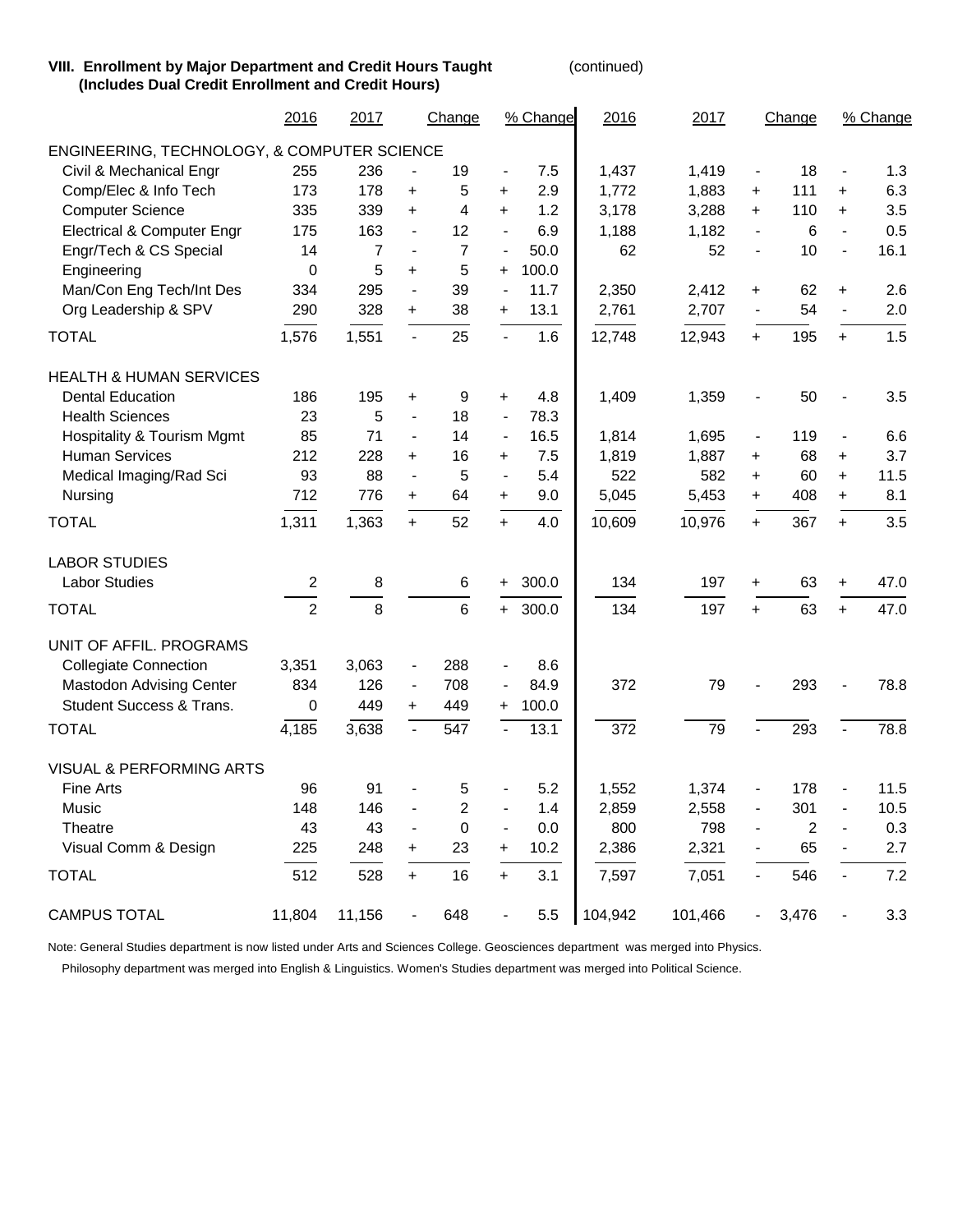**VIII. Enrollment by Major Department and Credit Hours Taught** (continued)
**(Includes Dual Credit Enrollment and Credit Hours)**

| | 2016 | 2017 | Change | | % Change | | 2016 | 2017 | Change | | % Change | |
|---|---|---|---|---|---|---|---|---|---|---|---|---|
| ENGINEERING, TECHNOLOGY, & COMPUTER SCIENCE | | | | | | | | | | | | |
| Civil & Mechanical Engr | 255 | 236 | - | 19 | - | 7.5 | 1,437 | 1,419 | - | 18 | - | 1.3 |
| Comp/Elec & Info Tech | 173 | 178 | + | 5 | + | 2.9 | 1,772 | 1,883 | + | 111 | + | 6.3 |
| Computer Science | 335 | 339 | + | 4 | + | 1.2 | 3,178 | 3,288 | + | 110 | + | 3.5 |
| Electrical & Computer Engr | 175 | 163 | - | 12 | - | 6.9 | 1,188 | 1,182 | - | 6 | - | 0.5 |
| Engr/Tech & CS Special | 14 | 7 | - | 7 | - | 50.0 | 62 | 52 | - | 10 | - | 16.1 |
| Engineering | 0 | 5 | + | 5 | + | 100.0 | | | | | | |
| Man/Con Eng Tech/Int Des | 334 | 295 | - | 39 | - | 11.7 | 2,350 | 2,412 | + | 62 | + | 2.6 |
| Org Leadership & SPV | 290 | 328 | + | 38 | + | 13.1 | 2,761 | 2,707 | - | 54 | - | 2.0 |
| TOTAL | 1,576 | 1,551 | - | 25 | - | 1.6 | 12,748 | 12,943 | + | 195 | + | 1.5 |
| HEALTH & HUMAN SERVICES | | | | | | | | | | | | |
| Dental Education | 186 | 195 | + | 9 | + | 4.8 | 1,409 | 1,359 | - | 50 | - | 3.5 |
| Health Sciences | 23 | 5 | - | 18 | - | 78.3 | | | | | | |
| Hospitality & Tourism Mgmt | 85 | 71 | - | 14 | - | 16.5 | 1,814 | 1,695 | - | 119 | - | 6.6 |
| Human Services | 212 | 228 | + | 16 | + | 7.5 | 1,819 | 1,887 | + | 68 | + | 3.7 |
| Medical Imaging/Rad Sci | 93 | 88 | - | 5 | - | 5.4 | 522 | 582 | + | 60 | + | 11.5 |
| Nursing | 712 | 776 | + | 64 | + | 9.0 | 5,045 | 5,453 | + | 408 | + | 8.1 |
| TOTAL | 1,311 | 1,363 | + | 52 | + | 4.0 | 10,609 | 10,976 | + | 367 | + | 3.5 |
| LABOR STUDIES | | | | | | | | | | | | |
| Labor Studies | 2 | 8 | | 6 | + | 300.0 | 134 | 197 | + | 63 | + | 47.0 |
| TOTAL | 2 | 8 | | 6 | + | 300.0 | 134 | 197 | + | 63 | + | 47.0 |
| UNIT OF AFFIL. PROGRAMS | | | | | | | | | | | | |
| Collegiate Connection | 3,351 | 3,063 | - | 288 | - | 8.6 | | | | | | |
| Mastodon Advising Center | 834 | 126 | - | 708 | - | 84.9 | 372 | 79 | - | 293 | - | 78.8 |
| Student Success & Trans. | 0 | 449 | + | 449 | + | 100.0 | | | | | | |
| TOTAL | 4,185 | 3,638 | - | 547 | - | 13.1 | 372 | 79 | - | 293 | - | 78.8 |
| VISUAL & PERFORMING ARTS | | | | | | | | | | | | |
| Fine Arts | 96 | 91 | - | 5 | - | 5.2 | 1,552 | 1,374 | - | 178 | - | 11.5 |
| Music | 148 | 146 | - | 2 | - | 1.4 | 2,859 | 2,558 | - | 301 | - | 10.5 |
| Theatre | 43 | 43 | - | 0 | - | 0.0 | 800 | 798 | - | 2 | - | 0.3 |
| Visual Comm & Design | 225 | 248 | + | 23 | + | 10.2 | 2,386 | 2,321 | - | 65 | - | 2.7 |
| TOTAL | 512 | 528 | + | 16 | + | 3.1 | 7,597 | 7,051 | - | 546 | - | 7.2 |
| CAMPUS TOTAL | 11,804 | 11,156 | - | 648 | - | 5.5 | 104,942 | 101,466 | - | 3,476 | - | 3.3 |

Note: General Studies department is now listed under Arts and Sciences College. Geosciences department was merged into Physics.
Philosophy department was merged into English & Linguistics. Women's Studies department was merged into Political Science.